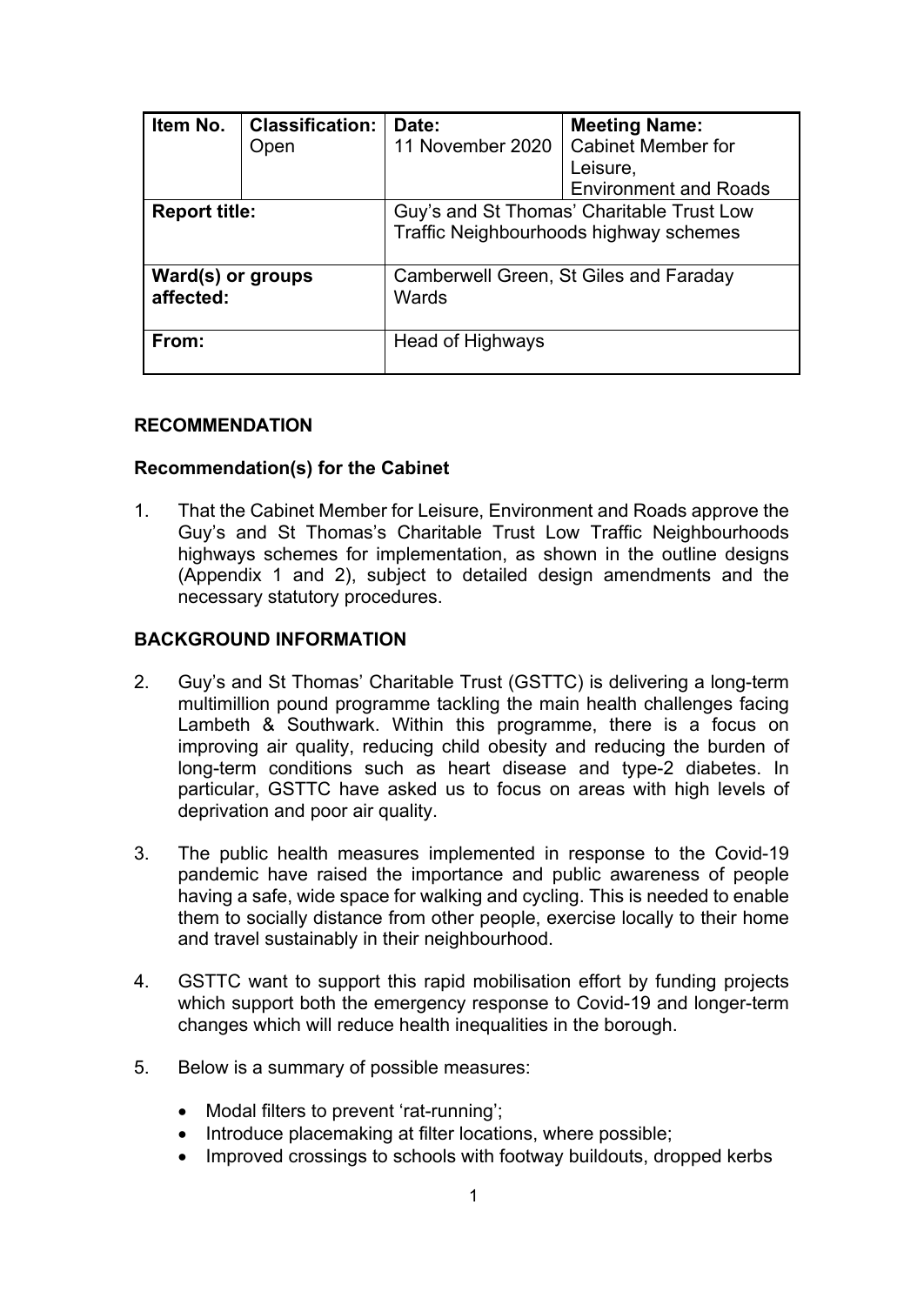| Item No. | Classification: Open | Date: 11 November 2020 | Meeting Name: Cabinet Member for Leisure, Environment and Roads |
|---|---|---|---|
| **Report title:** | | Guy's and St Thomas' Charitable Trust Low Traffic Neighbourhoods highway schemes | |
| **Ward(s) or groups affected:** | | Camberwell Green, St Giles and Faraday Wards | |
| **From:** | | Head of Highways | |

## RECOMMENDATION

### Recommendation(s) for the Cabinet

1. That the Cabinet Member for Leisure, Environment and Roads approve the Guy's and St Thomas's Charitable Trust Low Traffic Neighbourhoods highways schemes for implementation, as shown in the outline designs (Appendix 1 and 2), subject to detailed design amendments and the necessary statutory procedures.

## BACKGROUND INFORMATION

2. Guy's and St Thomas' Charitable Trust (GSTTC) is delivering a long-term multimillion pound programme tackling the main health challenges facing Lambeth & Southwark. Within this programme, there is a focus on improving air quality, reducing child obesity and reducing the burden of long-term conditions such as heart disease and type-2 diabetes. In particular, GSTTC have asked us to focus on areas with high levels of deprivation and poor air quality.

3. The public health measures implemented in response to the Covid-19 pandemic have raised the importance and public awareness of people having a safe, wide space for walking and cycling. This is needed to enable them to socially distance from other people, exercise locally to their home and travel sustainably in their neighbourhood.

4. GSTTC want to support this rapid mobilisation effort by funding projects which support both the emergency response to Covid-19 and longer-term changes which will reduce health inequalities in the borough.

5. Below is a summary of possible measures:

   - Modal filters to prevent 'rat-running';
   - Introduce placemaking at filter locations, where possible;
   - Improved crossings to schools with footway buildouts, dropped kerbs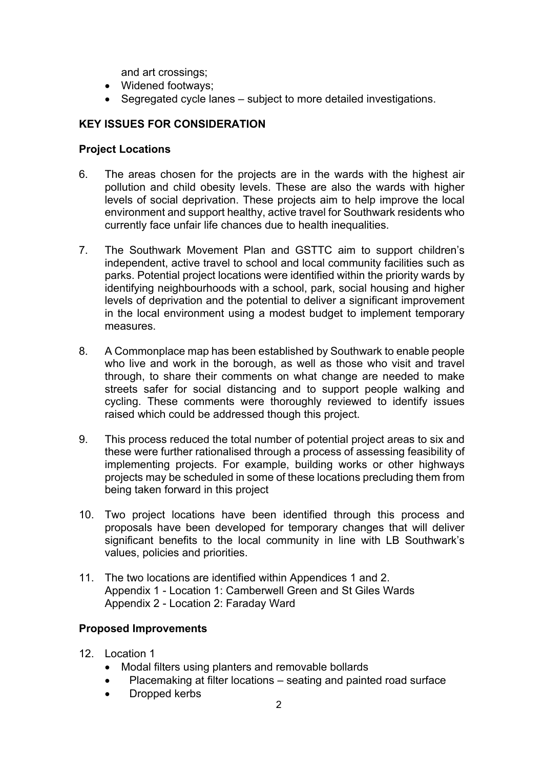and art crossings;
- Widened footways;
- Segregated cycle lanes – subject to more detailed investigations.

## KEY ISSUES FOR CONSIDERATION

### Project Locations

6. The areas chosen for the projects are in the wards with the highest air pollution and child obesity levels. These are also the wards with higher levels of social deprivation. These projects aim to help improve the local environment and support healthy, active travel for Southwark residents who currently face unfair life chances due to health inequalities.

7. The Southwark Movement Plan and GSTTC aim to support children's independent, active travel to school and local community facilities such as parks. Potential project locations were identified within the priority wards by identifying neighbourhoods with a school, park, social housing and higher levels of deprivation and the potential to deliver a significant improvement in the local environment using a modest budget to implement temporary measures.

8. A Commonplace map has been established by Southwark to enable people who live and work in the borough, as well as those who visit and travel through, to share their comments on what change are needed to make streets safer for social distancing and to support people walking and cycling. These comments were thoroughly reviewed to identify issues raised which could be addressed though this project.

9. This process reduced the total number of potential project areas to six and these were further rationalised through a process of assessing feasibility of implementing projects. For example, building works or other highways projects may be scheduled in some of these locations precluding them from being taken forward in this project

10. Two project locations have been identified through this process and proposals have been developed for temporary changes that will deliver significant benefits to the local community in line with LB Southwark's values, policies and priorities.

11. The two locations are identified within Appendices 1 and 2.
    Appendix 1 - Location 1: Camberwell Green and St Giles Wards
    Appendix 2 - Location 2: Faraday Ward

### Proposed Improvements

12. Location 1
    - Modal filters using planters and removable bollards
    - Placemaking at filter locations – seating and painted road surface
    - Dropped kerbs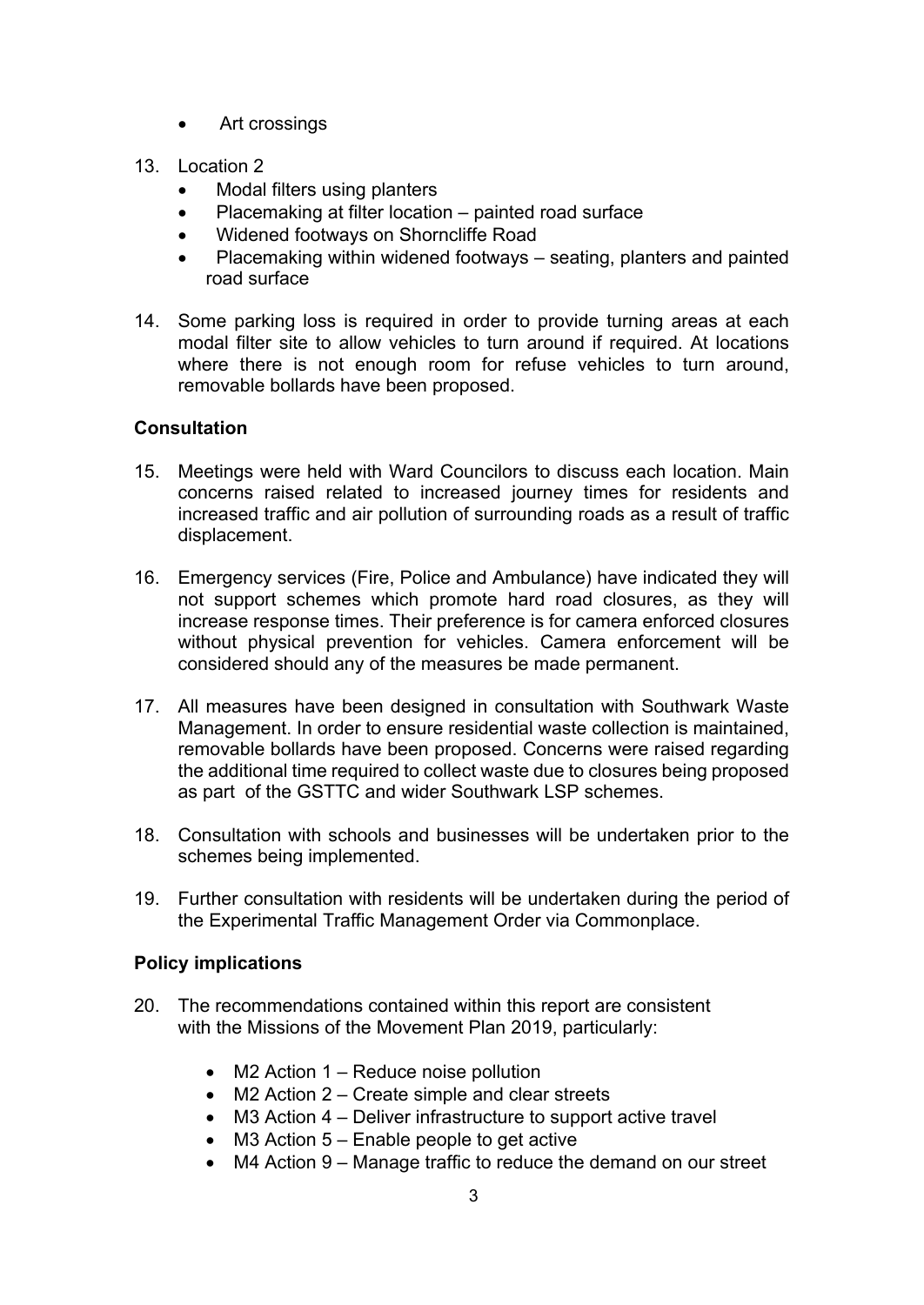- Art crossings

13. Location 2
    - Modal filters using planters
    - Placemaking at filter location – painted road surface
    - Widened footways on Shorncliffe Road
    - Placemaking within widened footways – seating, planters and painted road surface

14. Some parking loss is required in order to provide turning areas at each modal filter site to allow vehicles to turn around if required. At locations where there is not enough room for refuse vehicles to turn around, removable bollards have been proposed.

**Consultation**

15. Meetings were held with Ward Councilors to discuss each location. Main concerns raised related to increased journey times for residents and increased traffic and air pollution of surrounding roads as a result of traffic displacement.

16. Emergency services (Fire, Police and Ambulance) have indicated they will not support schemes which promote hard road closures, as they will increase response times. Their preference is for camera enforced closures without physical prevention for vehicles. Camera enforcement will be considered should any of the measures be made permanent.

17. All measures have been designed in consultation with Southwark Waste Management. In order to ensure residential waste collection is maintained, removable bollards have been proposed. Concerns were raised regarding the additional time required to collect waste due to closures being proposed as part of the GSTTC and wider Southwark LSP schemes.

18. Consultation with schools and businesses will be undertaken prior to the schemes being implemented.

19. Further consultation with residents will be undertaken during the period of the Experimental Traffic Management Order via Commonplace.

**Policy implications**

20. The recommendations contained within this report are consistent with the Missions of the Movement Plan 2019, particularly:
    - M2 Action 1 – Reduce noise pollution
    - M2 Action 2 – Create simple and clear streets
    - M3 Action 4 – Deliver infrastructure to support active travel
    - M3 Action 5 – Enable people to get active
    - M4 Action 9 – Manage traffic to reduce the demand on our street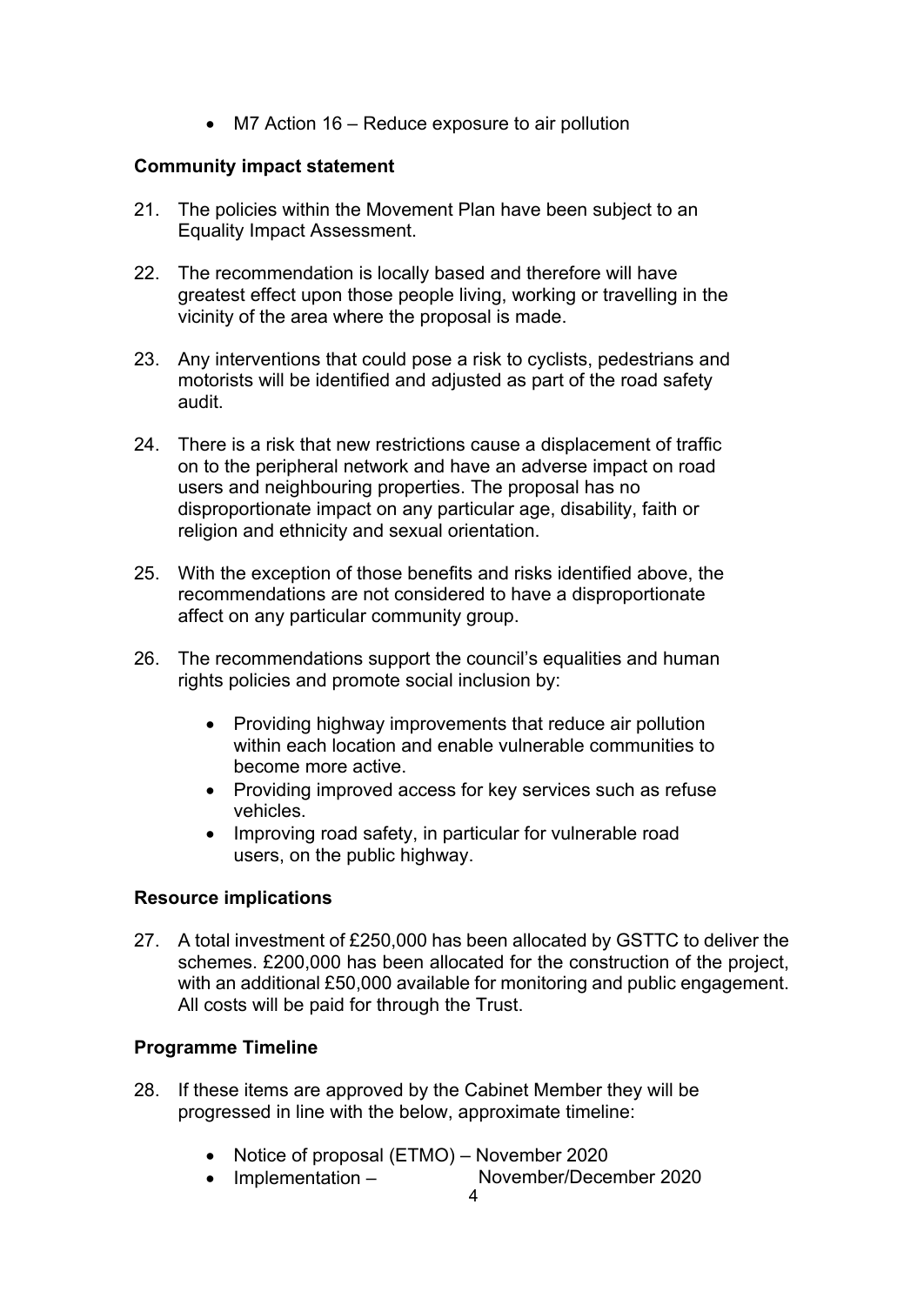- M7 Action 16 – Reduce exposure to air pollution

**Community impact statement**

21. The policies within the Movement Plan have been subject to an Equality Impact Assessment.

22. The recommendation is locally based and therefore will have greatest effect upon those people living, working or travelling in the vicinity of the area where the proposal is made.

23. Any interventions that could pose a risk to cyclists, pedestrians and motorists will be identified and adjusted as part of the road safety audit.

24. There is a risk that new restrictions cause a displacement of traffic on to the peripheral network and have an adverse impact on road users and neighbouring properties. The proposal has no disproportionate impact on any particular age, disability, faith or religion and ethnicity and sexual orientation.

25. With the exception of those benefits and risks identified above, the recommendations are not considered to have a disproportionate affect on any particular community group.

26. The recommendations support the council's equalities and human rights policies and promote social inclusion by:

    - Providing highway improvements that reduce air pollution within each location and enable vulnerable communities to become more active.
    - Providing improved access for key services such as refuse vehicles.
    - Improving road safety, in particular for vulnerable road users, on the public highway.

**Resource implications**

27. A total investment of £250,000 has been allocated by GSTTC to deliver the schemes. £200,000 has been allocated for the construction of the project, with an additional £50,000 available for monitoring and public engagement. All costs will be paid for through the Trust.

**Programme Timeline**

28. If these items are approved by the Cabinet Member they will be progressed in line with the below, approximate timeline:

    - Notice of proposal (ETMO) – November 2020
    - Implementation – November/December 2020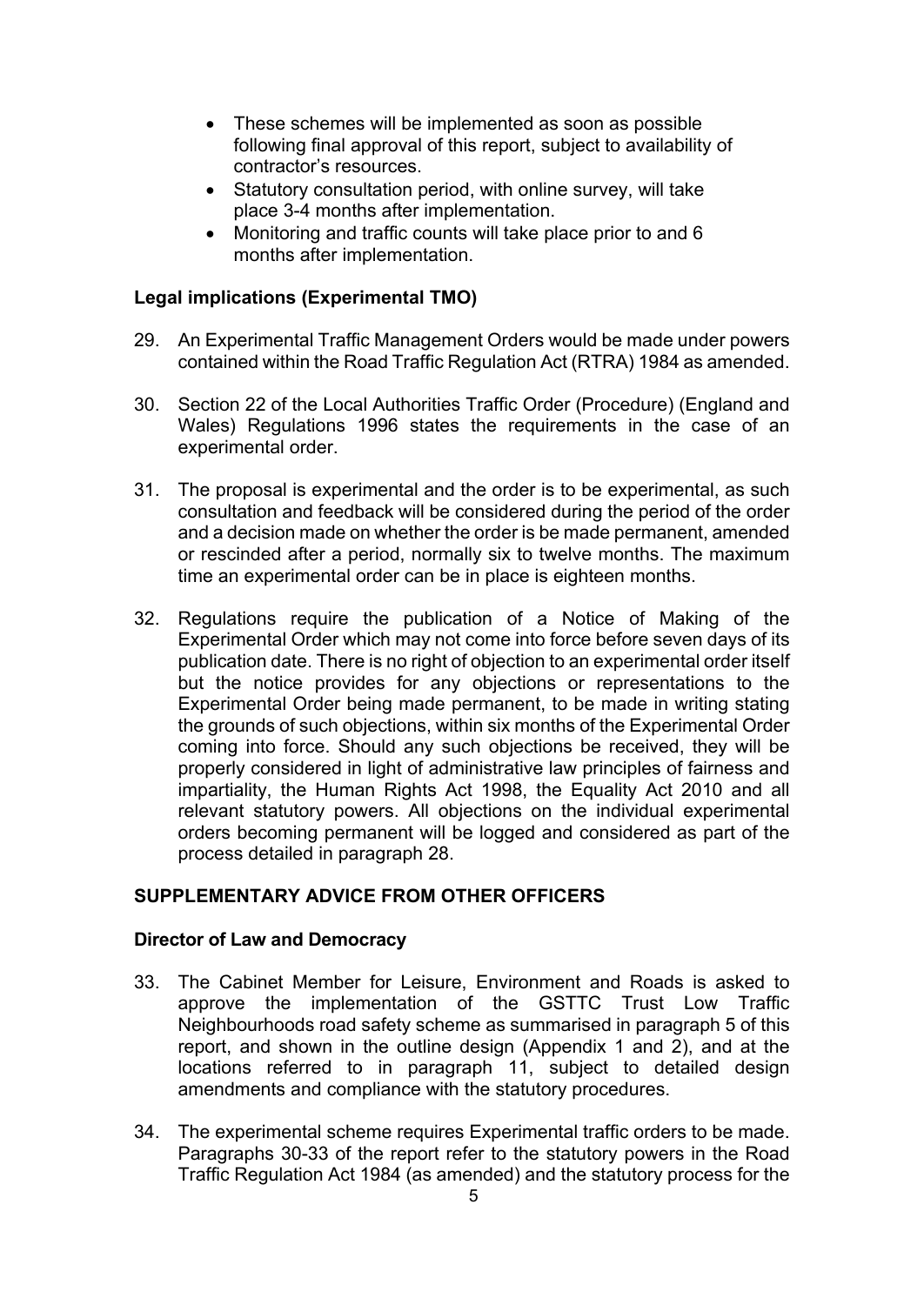- These schemes will be implemented as soon as possible following final approval of this report, subject to availability of contractor's resources.
- Statutory consultation period, with online survey, will take place 3-4 months after implementation.
- Monitoring and traffic counts will take place prior to and 6 months after implementation.

**Legal implications (Experimental TMO)**

29. An Experimental Traffic Management Orders would be made under powers contained within the Road Traffic Regulation Act (RTRA) 1984 as amended.

30. Section 22 of the Local Authorities Traffic Order (Procedure) (England and Wales) Regulations 1996 states the requirements in the case of an experimental order.

31. The proposal is experimental and the order is to be experimental, as such consultation and feedback will be considered during the period of the order and a decision made on whether the order is be made permanent, amended or rescinded after a period, normally six to twelve months. The maximum time an experimental order can be in place is eighteen months.

32. Regulations require the publication of a Notice of Making of the Experimental Order which may not come into force before seven days of its publication date. There is no right of objection to an experimental order itself but the notice provides for any objections or representations to the Experimental Order being made permanent, to be made in writing stating the grounds of such objections, within six months of the Experimental Order coming into force. Should any such objections be received, they will be properly considered in light of administrative law principles of fairness and impartiality, the Human Rights Act 1998, the Equality Act 2010 and all relevant statutory powers. All objections on the individual experimental orders becoming permanent will be logged and considered as part of the process detailed in paragraph 28.

## SUPPLEMENTARY ADVICE FROM OTHER OFFICERS

**Director of Law and Democracy**

33. The Cabinet Member for Leisure, Environment and Roads is asked to approve the implementation of the GSTTC Trust Low Traffic Neighbourhoods road safety scheme as summarised in paragraph 5 of this report, and shown in the outline design (Appendix 1 and 2), and at the locations referred to in paragraph 11, subject to detailed design amendments and compliance with the statutory procedures.

34. The experimental scheme requires Experimental traffic orders to be made. Paragraphs 30-33 of the report refer to the statutory powers in the Road Traffic Regulation Act 1984 (as amended) and the statutory process for the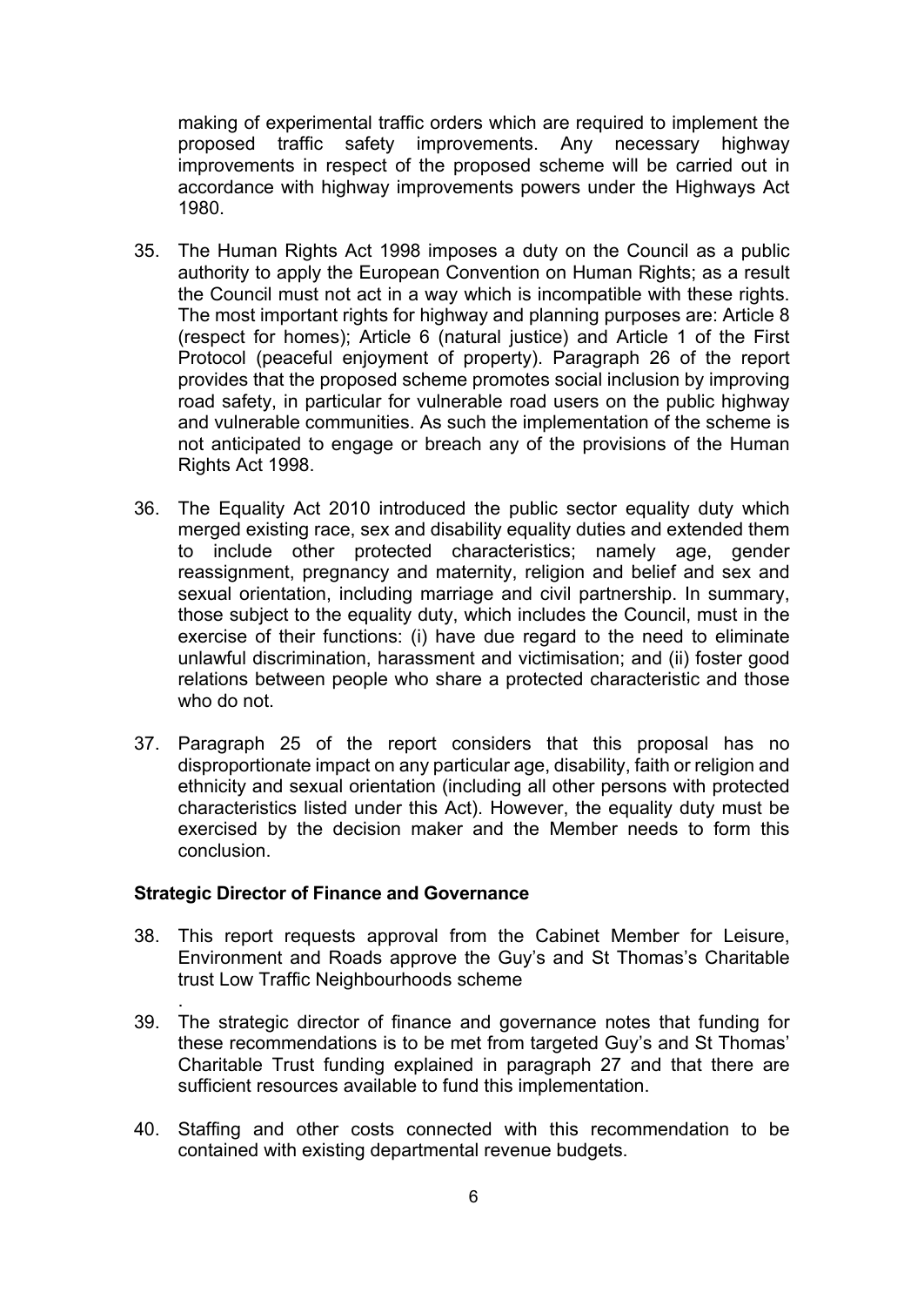making of experimental traffic orders which are required to implement the proposed traffic safety improvements. Any necessary highway improvements in respect of the proposed scheme will be carried out in accordance with highway improvements powers under the Highways Act 1980.

35. The Human Rights Act 1998 imposes a duty on the Council as a public authority to apply the European Convention on Human Rights; as a result the Council must not act in a way which is incompatible with these rights. The most important rights for highway and planning purposes are: Article 8 (respect for homes); Article 6 (natural justice) and Article 1 of the First Protocol (peaceful enjoyment of property). Paragraph 26 of the report provides that the proposed scheme promotes social inclusion by improving road safety, in particular for vulnerable road users on the public highway and vulnerable communities. As such the implementation of the scheme is not anticipated to engage or breach any of the provisions of the Human Rights Act 1998.

36. The Equality Act 2010 introduced the public sector equality duty which merged existing race, sex and disability equality duties and extended them to include other protected characteristics; namely age, gender reassignment, pregnancy and maternity, religion and belief and sex and sexual orientation, including marriage and civil partnership. In summary, those subject to the equality duty, which includes the Council, must in the exercise of their functions: (i) have due regard to the need to eliminate unlawful discrimination, harassment and victimisation; and (ii) foster good relations between people who share a protected characteristic and those who do not.

37. Paragraph 25 of the report considers that this proposal has no disproportionate impact on any particular age, disability, faith or religion and ethnicity and sexual orientation (including all other persons with protected characteristics listed under this Act). However, the equality duty must be exercised by the decision maker and the Member needs to form this conclusion.

**Strategic Director of Finance and Governance**

38. This report requests approval from the Cabinet Member for Leisure, Environment and Roads approve the Guy's and St Thomas's Charitable trust Low Traffic Neighbourhoods scheme
.

39. The strategic director of finance and governance notes that funding for these recommendations is to be met from targeted Guy's and St Thomas' Charitable Trust funding explained in paragraph 27 and that there are sufficient resources available to fund this implementation.

40. Staffing and other costs connected with this recommendation to be contained with existing departmental revenue budgets.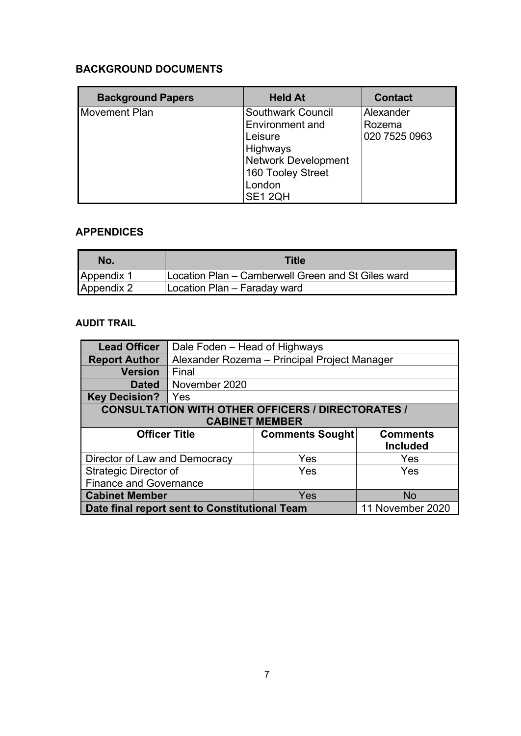## BACKGROUND DOCUMENTS

| Background Papers | Held At | Contact |
|---|---|---|
| Movement Plan | Southwark Council Environment and Leisure Highways Network Development 160 Tooley Street London SE1 2QH | Alexander Rozema 020 7525 0963 |

## APPENDICES

| No. | Title |
|---|---|
| Appendix 1 | Location Plan – Camberwell Green and St Giles ward |
| Appendix 2 | Location Plan – Faraday ward |

### AUDIT TRAIL

| | | | |
|---|---|---|---|
| **Lead Officer** | Dale Foden – Head of Highways | | |
| **Report Author** | Alexander Rozema – Principal Project Manager | | |
| **Version** | Final | | |
| **Dated** | November 2020 | | |
| **Key Decision?** | Yes | | |
| **CONSULTATION WITH OTHER OFFICERS / DIRECTORATES / CABINET MEMBER** | | | |
| **Officer Title** | | **Comments Sought** | **Comments Included** |
| Director of Law and Democracy | | Yes | Yes |
| Strategic Director of Finance and Governance | | Yes | Yes |
| **Cabinet Member** | | Yes | No |
| **Date final report sent to Constitutional Team** | | | 11 November 2020 |